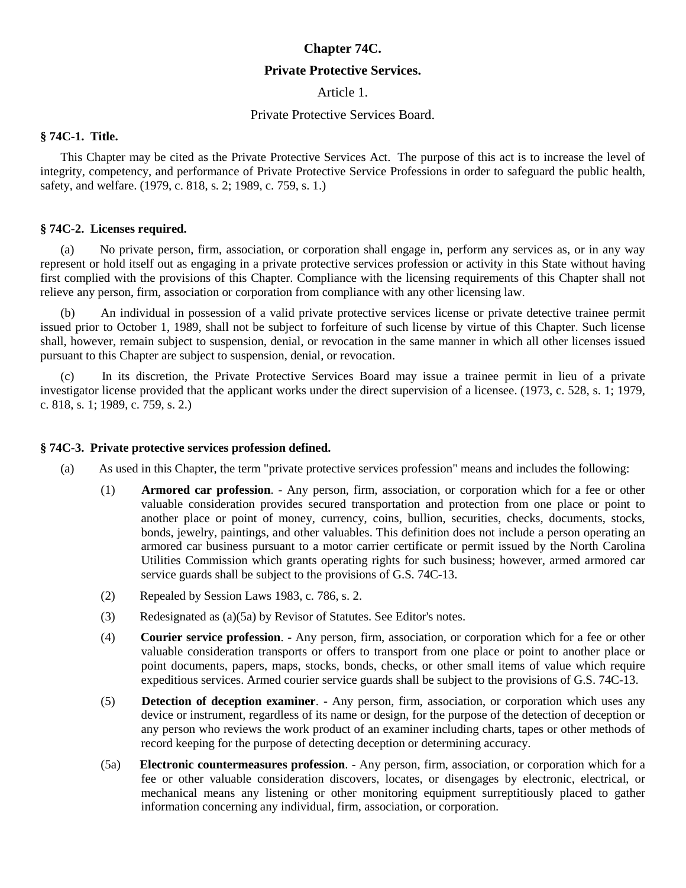# Chapter 74C.

## Private Protective Services.

### Article 1.

### Private Protective Services Board.

**§ 74C-1. Title.**

This Chapter may be cited as the Private Protective Services Act. The purpose of this act is to increase the level of integrity, competency, and performance of Private Protective Service Professions in order to safeguard the public health, safety, and welfare. (1979, c. 818, s. 2; 1989, c. 759, s. 1.)

**§ 74C-2. Licenses required.**

(a) No private person, firm, association, or corporation shall engage in, perform any services as, or in any way represent or hold itself out as engaging in a private protective services profession or activity in this State without having first complied with the provisions of this Chapter. Compliance with the licensing requirements of this Chapter shall not relieve any person, firm, association or corporation from compliance with any other licensing law.

(b) An individual in possession of a valid private protective services license or private detective trainee permit issued prior to October 1, 1989, shall not be subject to forfeiture of such license by virtue of this Chapter. Such license shall, however, remain subject to suspension, denial, or revocation in the same manner in which all other licenses issued pursuant to this Chapter are subject to suspension, denial, or revocation.

(c) In its discretion, the Private Protective Services Board may issue a trainee permit in lieu of a private investigator license provided that the applicant works under the direct supervision of a licensee. (1973, c. 528, s. 1; 1979, c. 818, s. 1; 1989, c. 759, s. 2.)

**§ 74C-3. Private protective services profession defined.**

(a) As used in this Chapter, the term "private protective services profession" means and includes the following:

(1) **Armored car profession**. - Any person, firm, association, or corporation which for a fee or other valuable consideration provides secured transportation and protection from one place or point to another place or point of money, currency, coins, bullion, securities, checks, documents, stocks, bonds, jewelry, paintings, and other valuables. This definition does not include a person operating an armored car business pursuant to a motor carrier certificate or permit issued by the North Carolina Utilities Commission which grants operating rights for such business; however, armed armored car service guards shall be subject to the provisions of G.S. 74C-13.

(2) Repealed by Session Laws 1983, c. 786, s. 2.

(3) Redesignated as (a)(5a) by Revisor of Statutes. See Editor's notes.

(4) **Courier service profession**. - Any person, firm, association, or corporation which for a fee or other valuable consideration transports or offers to transport from one place or point to another place or point documents, papers, maps, stocks, bonds, checks, or other small items of value which require expeditious services. Armed courier service guards shall be subject to the provisions of G.S. 74C-13.

(5) **Detection of deception examiner**. - Any person, firm, association, or corporation which uses any device or instrument, regardless of its name or design, for the purpose of the detection of deception or any person who reviews the work product of an examiner including charts, tapes or other methods of record keeping for the purpose of detecting deception or determining accuracy.

(5a) **Electronic countermeasures profession**. - Any person, firm, association, or corporation which for a fee or other valuable consideration discovers, locates, or disengages by electronic, electrical, or mechanical means any listening or other monitoring equipment surreptitiously placed to gather information concerning any individual, firm, association, or corporation.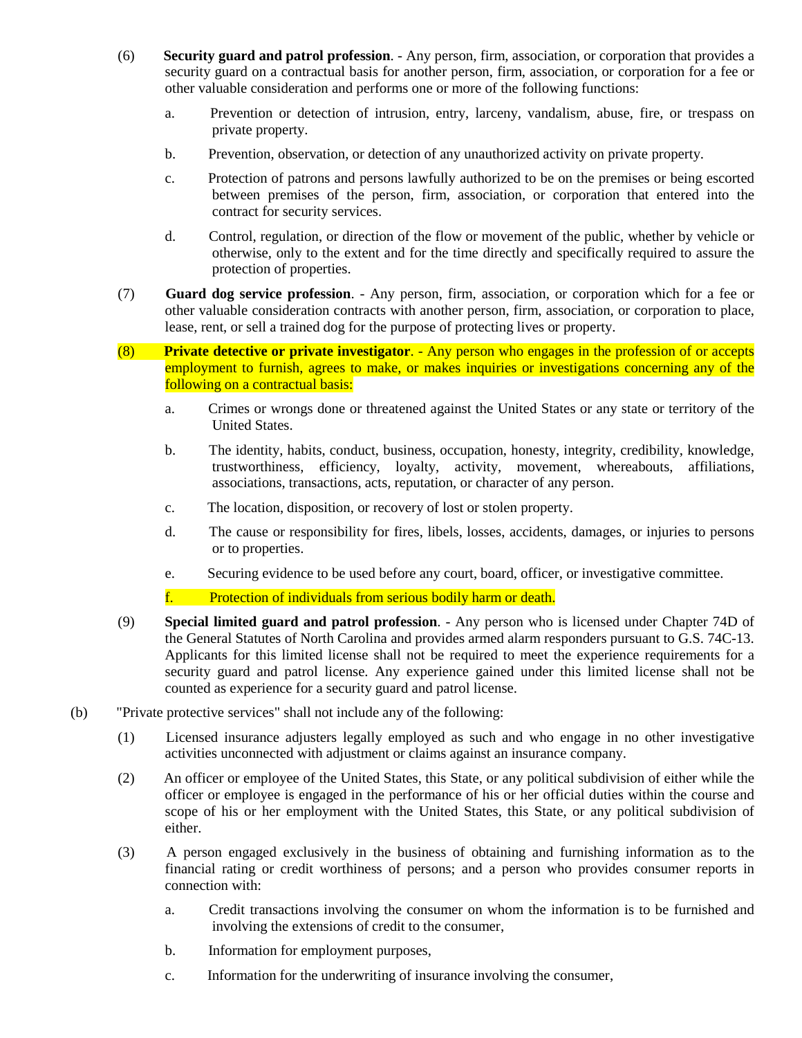(6) **Security guard and patrol profession**. - Any person, firm, association, or corporation that provides a security guard on a contractual basis for another person, firm, association, or corporation for a fee or other valuable consideration and performs one or more of the following functions:

a. Prevention or detection of intrusion, entry, larceny, vandalism, abuse, fire, or trespass on private property.

b. Prevention, observation, or detection of any unauthorized activity on private property.

c. Protection of patrons and persons lawfully authorized to be on the premises or being escorted between premises of the person, firm, association, or corporation that entered into the contract for security services.

d. Control, regulation, or direction of the flow or movement of the public, whether by vehicle or otherwise, only to the extent and for the time directly and specifically required to assure the protection of properties.

(7) **Guard dog service profession**. - Any person, firm, association, or corporation which for a fee or other valuable consideration contracts with another person, firm, association, or corporation to place, lease, rent, or sell a trained dog for the purpose of protecting lives or property.

(8) **Private detective or private investigator**. - Any person who engages in the profession of or accepts employment to furnish, agrees to make, or makes inquiries or investigations concerning any of the following on a contractual basis:

a. Crimes or wrongs done or threatened against the United States or any state or territory of the United States.

b. The identity, habits, conduct, business, occupation, honesty, integrity, credibility, knowledge, trustworthiness, efficiency, loyalty, activity, movement, whereabouts, affiliations, associations, transactions, acts, reputation, or character of any person.

c. The location, disposition, or recovery of lost or stolen property.

d. The cause or responsibility for fires, libels, losses, accidents, damages, or injuries to persons or to properties.

e. Securing evidence to be used before any court, board, officer, or investigative committee.

f. Protection of individuals from serious bodily harm or death.

(9) **Special limited guard and patrol profession**. - Any person who is licensed under Chapter 74D of the General Statutes of North Carolina and provides armed alarm responders pursuant to G.S. 74C-13. Applicants for this limited license shall not be required to meet the experience requirements for a security guard and patrol license. Any experience gained under this limited license shall not be counted as experience for a security guard and patrol license.

(b) "Private protective services" shall not include any of the following:

(1) Licensed insurance adjusters legally employed as such and who engage in no other investigative activities unconnected with adjustment or claims against an insurance company.

(2) An officer or employee of the United States, this State, or any political subdivision of either while the officer or employee is engaged in the performance of his or her official duties within the course and scope of his or her employment with the United States, this State, or any political subdivision of either.

(3) A person engaged exclusively in the business of obtaining and furnishing information as to the financial rating or credit worthiness of persons; and a person who provides consumer reports in connection with:

a. Credit transactions involving the consumer on whom the information is to be furnished and involving the extensions of credit to the consumer,

b. Information for employment purposes,

c. Information for the underwriting of insurance involving the consumer,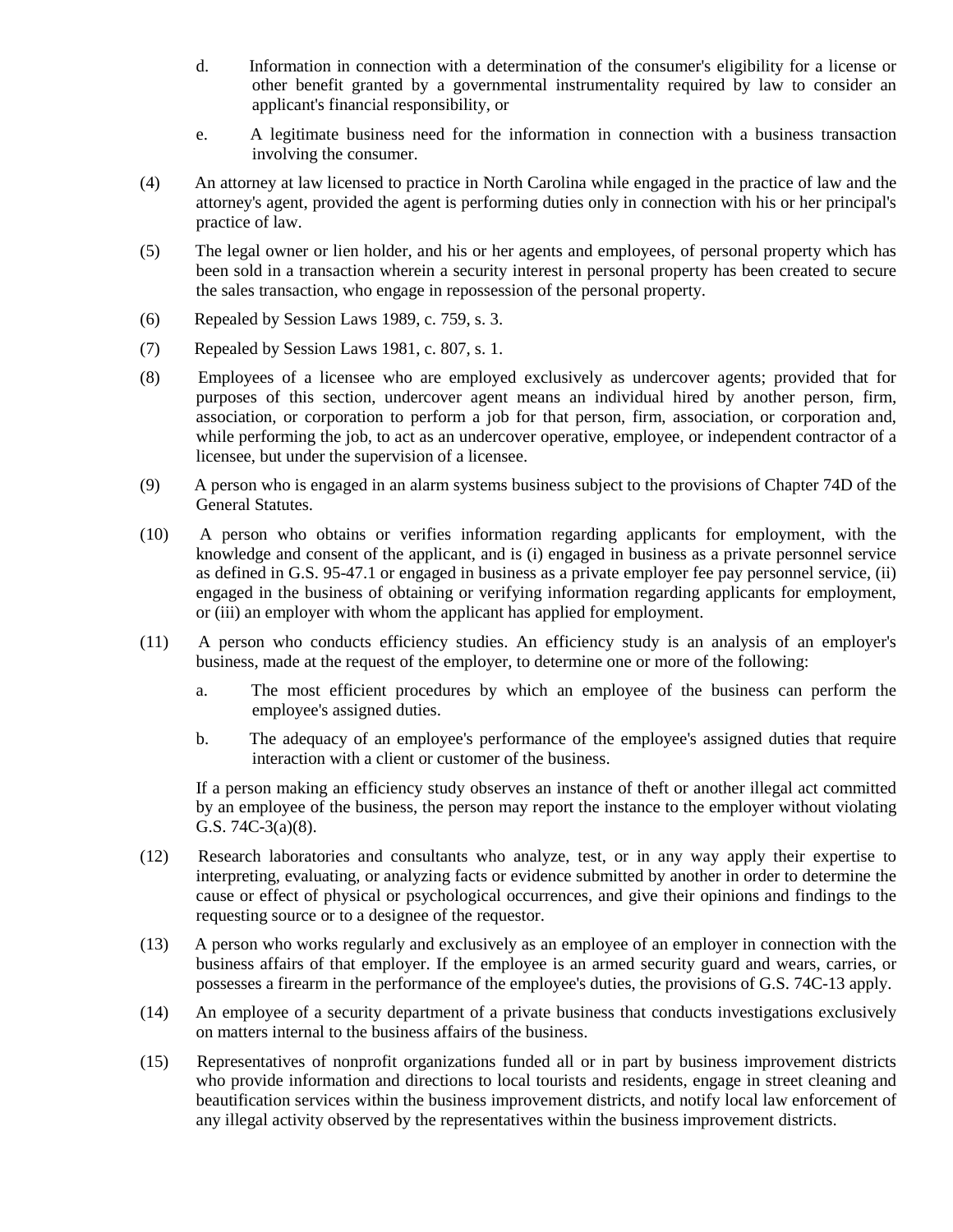d. Information in connection with a determination of the consumer's eligibility for a license or other benefit granted by a governmental instrumentality required by law to consider an applicant's financial responsibility, or

e. A legitimate business need for the information in connection with a business transaction involving the consumer.

(4) An attorney at law licensed to practice in North Carolina while engaged in the practice of law and the attorney's agent, provided the agent is performing duties only in connection with his or her principal's practice of law.

(5) The legal owner or lien holder, and his or her agents and employees, of personal property which has been sold in a transaction wherein a security interest in personal property has been created to secure the sales transaction, who engage in repossession of the personal property.

(6) Repealed by Session Laws 1989, c. 759, s. 3.

(7) Repealed by Session Laws 1981, c. 807, s. 1.

(8) Employees of a licensee who are employed exclusively as undercover agents; provided that for purposes of this section, undercover agent means an individual hired by another person, firm, association, or corporation to perform a job for that person, firm, association, or corporation and, while performing the job, to act as an undercover operative, employee, or independent contractor of a licensee, but under the supervision of a licensee.

(9) A person who is engaged in an alarm systems business subject to the provisions of Chapter 74D of the General Statutes.

(10) A person who obtains or verifies information regarding applicants for employment, with the knowledge and consent of the applicant, and is (i) engaged in business as a private personnel service as defined in G.S. 95-47.1 or engaged in business as a private employer fee pay personnel service, (ii) engaged in the business of obtaining or verifying information regarding applicants for employment, or (iii) an employer with whom the applicant has applied for employment.

(11) A person who conducts efficiency studies. An efficiency study is an analysis of an employer's business, made at the request of the employer, to determine one or more of the following:

a. The most efficient procedures by which an employee of the business can perform the employee's assigned duties.

b. The adequacy of an employee's performance of the employee's assigned duties that require interaction with a client or customer of the business.

If a person making an efficiency study observes an instance of theft or another illegal act committed by an employee of the business, the person may report the instance to the employer without violating G.S. 74C-3(a)(8).

(12) Research laboratories and consultants who analyze, test, or in any way apply their expertise to interpreting, evaluating, or analyzing facts or evidence submitted by another in order to determine the cause or effect of physical or psychological occurrences, and give their opinions and findings to the requesting source or to a designee of the requestor.

(13) A person who works regularly and exclusively as an employee of an employer in connection with the business affairs of that employer. If the employee is an armed security guard and wears, carries, or possesses a firearm in the performance of the employee's duties, the provisions of G.S. 74C-13 apply.

(14) An employee of a security department of a private business that conducts investigations exclusively on matters internal to the business affairs of the business.

(15) Representatives of nonprofit organizations funded all or in part by business improvement districts who provide information and directions to local tourists and residents, engage in street cleaning and beautification services within the business improvement districts, and notify local law enforcement of any illegal activity observed by the representatives within the business improvement districts.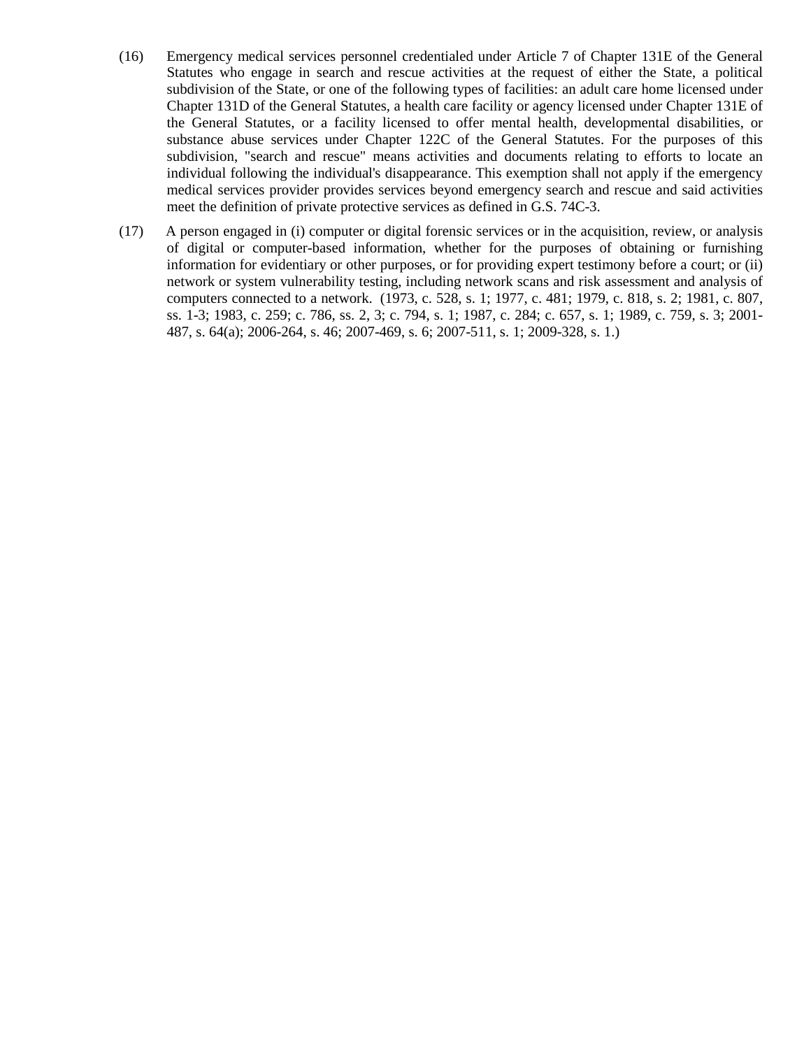(16) Emergency medical services personnel credentialed under Article 7 of Chapter 131E of the General Statutes who engage in search and rescue activities at the request of either the State, a political subdivision of the State, or one of the following types of facilities: an adult care home licensed under Chapter 131D of the General Statutes, a health care facility or agency licensed under Chapter 131E of the General Statutes, or a facility licensed to offer mental health, developmental disabilities, or substance abuse services under Chapter 122C of the General Statutes. For the purposes of this subdivision, "search and rescue" means activities and documents relating to efforts to locate an individual following the individual's disappearance. This exemption shall not apply if the emergency medical services provider provides services beyond emergency search and rescue and said activities meet the definition of private protective services as defined in G.S. 74C-3.

(17) A person engaged in (i) computer or digital forensic services or in the acquisition, review, or analysis of digital or computer-based information, whether for the purposes of obtaining or furnishing information for evidentiary or other purposes, or for providing expert testimony before a court; or (ii) network or system vulnerability testing, including network scans and risk assessment and analysis of computers connected to a network. (1973, c. 528, s. 1; 1977, c. 481; 1979, c. 818, s. 2; 1981, c. 807, ss. 1-3; 1983, c. 259; c. 786, ss. 2, 3; c. 794, s. 1; 1987, c. 284; c. 657, s. 1; 1989, c. 759, s. 3; 2001-487, s. 64(a); 2006-264, s. 46; 2007-469, s. 6; 2007-511, s. 1; 2009-328, s. 1.)